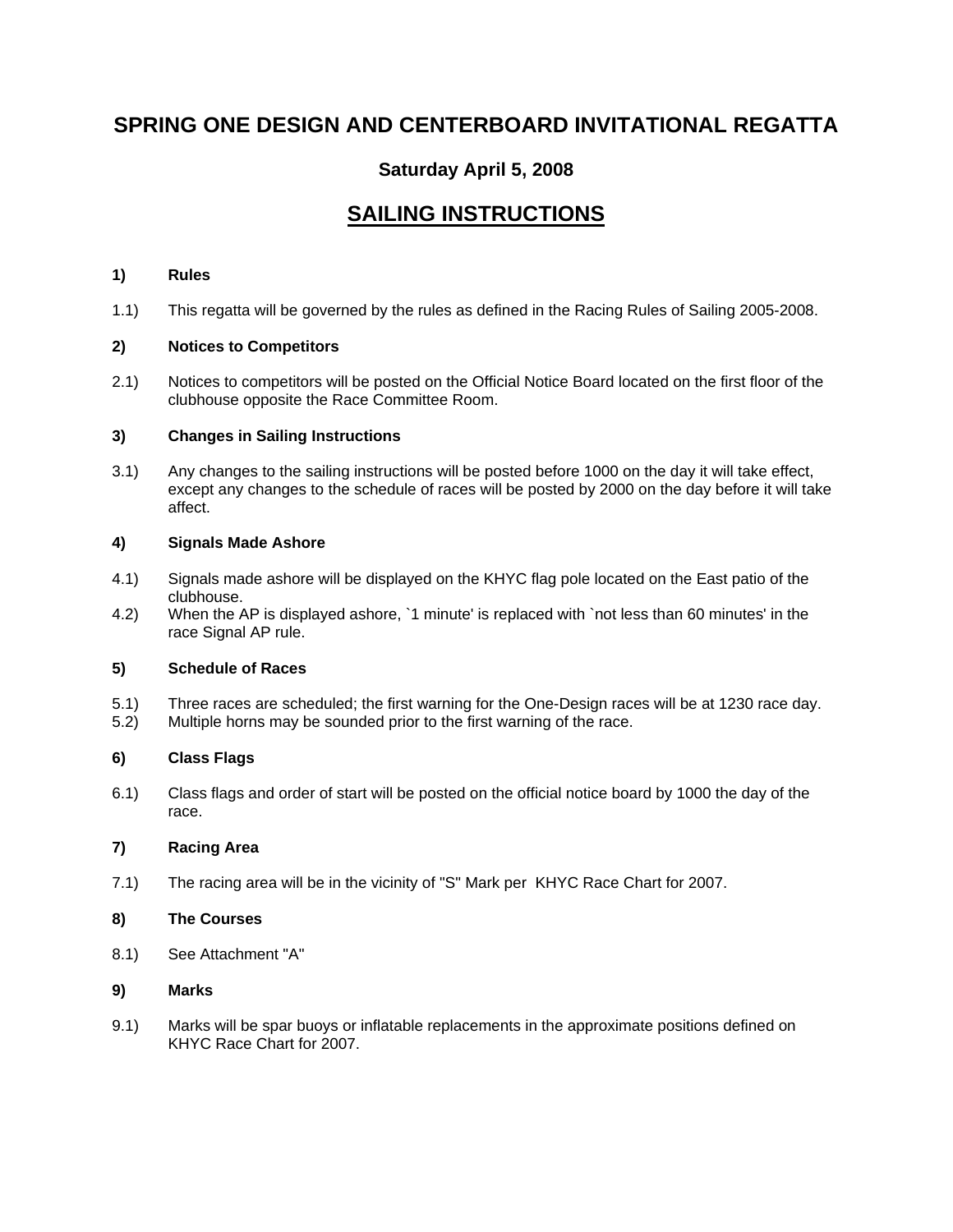# SPRING ONE DESIGN AND CENTERBOARD INVITATIONAL REGATTA

## Saturday April 5, 2008

## SAILING INSTRUCTIONS

**1) Rules**

1.1) This regatta will be governed by the rules as defined in the Racing Rules of Sailing 2005-2008.

**2) Notices to Competitors**

2.1) Notices to competitors will be posted on the Official Notice Board located on the first floor of the clubhouse opposite the Race Committee Room.

**3) Changes in Sailing Instructions**

3.1) Any changes to the sailing instructions will be posted before 1000 on the day it will take effect, except any changes to the schedule of races will be posted by 2000 on the day before it will take affect.

**4) Signals Made Ashore**

4.1) Signals made ashore will be displayed on the KHYC flag pole located on the East patio of the clubhouse.
4.2) When the AP is displayed ashore, `1 minute' is replaced with `not less than 60 minutes' in the race Signal AP rule.

**5) Schedule of Races**

5.1) Three races are scheduled; the first warning for the One-Design races will be at 1230 race day.
5.2) Multiple horns may be sounded prior to the first warning of the race.

**6) Class Flags**

6.1) Class flags and order of start will be posted on the official notice board by 1000 the day of the race.

**7) Racing Area**

7.1) The racing area will be in the vicinity of "S" Mark per KHYC Race Chart for 2007.

**8) The Courses**

8.1) See Attachment "A"

**9) Marks**

9.1) Marks will be spar buoys or inflatable replacements in the approximate positions defined on KHYC Race Chart for 2007.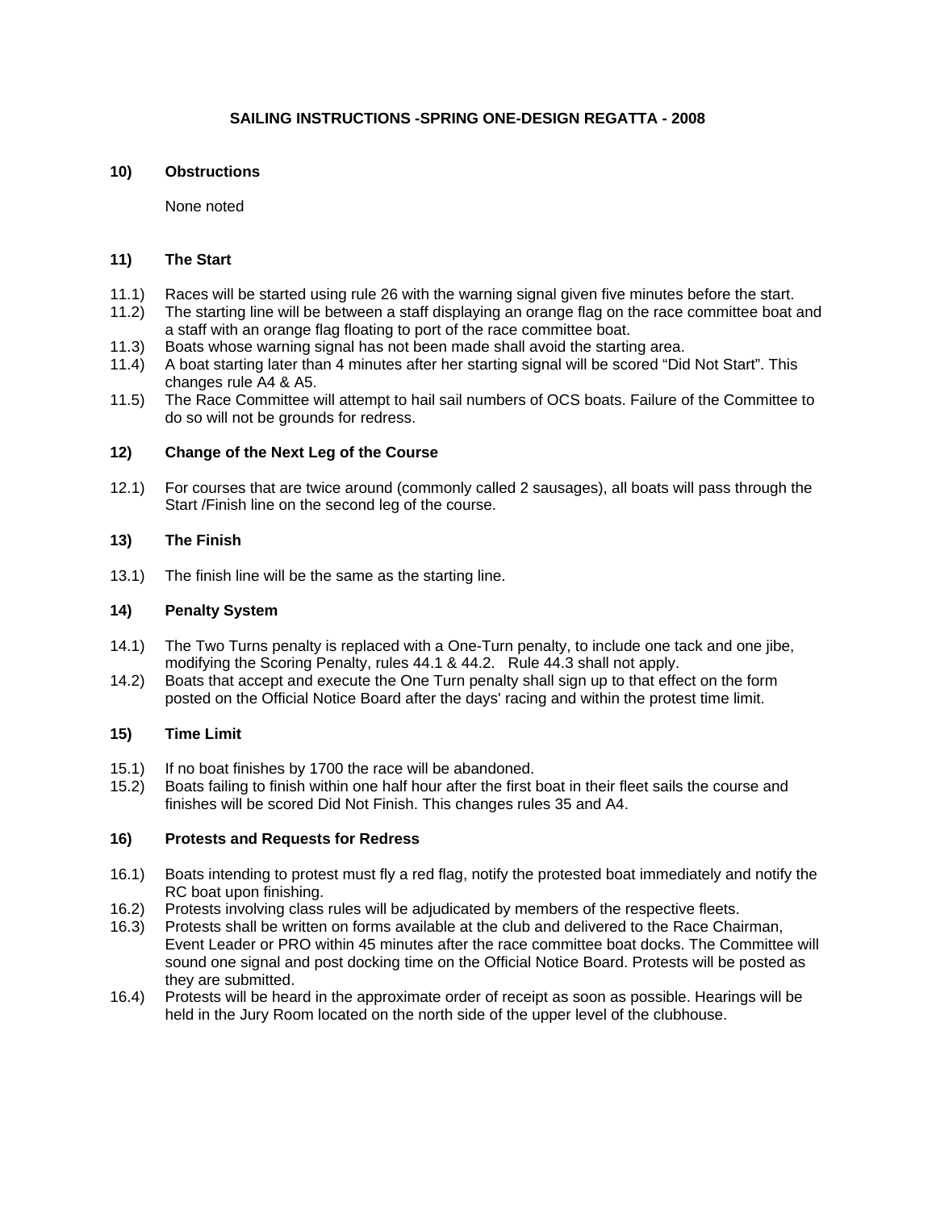**SAILING INSTRUCTIONS -SPRING ONE-DESIGN REGATTA - 2008**

## 10) Obstructions

None noted

## 11) The Start

11.1) Races will be started using rule 26 with the warning signal given five minutes before the start.

11.2) The starting line will be between a staff displaying an orange flag on the race committee boat and a staff with an orange flag floating to port of the race committee boat.

11.3) Boats whose warning signal has not been made shall avoid the starting area.

11.4) A boat starting later than 4 minutes after her starting signal will be scored "Did Not Start". This changes rule A4 & A5.

11.5) The Race Committee will attempt to hail sail numbers of OCS boats. Failure of the Committee to do so will not be grounds for redress.

## 12) Change of the Next Leg of the Course

12.1) For courses that are twice around (commonly called 2 sausages), all boats will pass through the Start /Finish line on the second leg of the course.

## 13) The Finish

13.1) The finish line will be the same as the starting line.

## 14) Penalty System

14.1) The Two Turns penalty is replaced with a One-Turn penalty, to include one tack and one jibe, modifying the Scoring Penalty, rules 44.1 & 44.2. Rule 44.3 shall not apply.

14.2) Boats that accept and execute the One Turn penalty shall sign up to that effect on the form posted on the Official Notice Board after the days' racing and within the protest time limit.

## 15) Time Limit

15.1) If no boat finishes by 1700 the race will be abandoned.

15.2) Boats failing to finish within one half hour after the first boat in their fleet sails the course and finishes will be scored Did Not Finish. This changes rules 35 and A4.

## 16) Protests and Requests for Redress

16.1) Boats intending to protest must fly a red flag, notify the protested boat immediately and notify the RC boat upon finishing.

16.2) Protests involving class rules will be adjudicated by members of the respective fleets.

16.3) Protests shall be written on forms available at the club and delivered to the Race Chairman, Event Leader or PRO within 45 minutes after the race committee boat docks. The Committee will sound one signal and post docking time on the Official Notice Board. Protests will be posted as they are submitted.

16.4) Protests will be heard in the approximate order of receipt as soon as possible. Hearings will be held in the Jury Room located on the north side of the upper level of the clubhouse.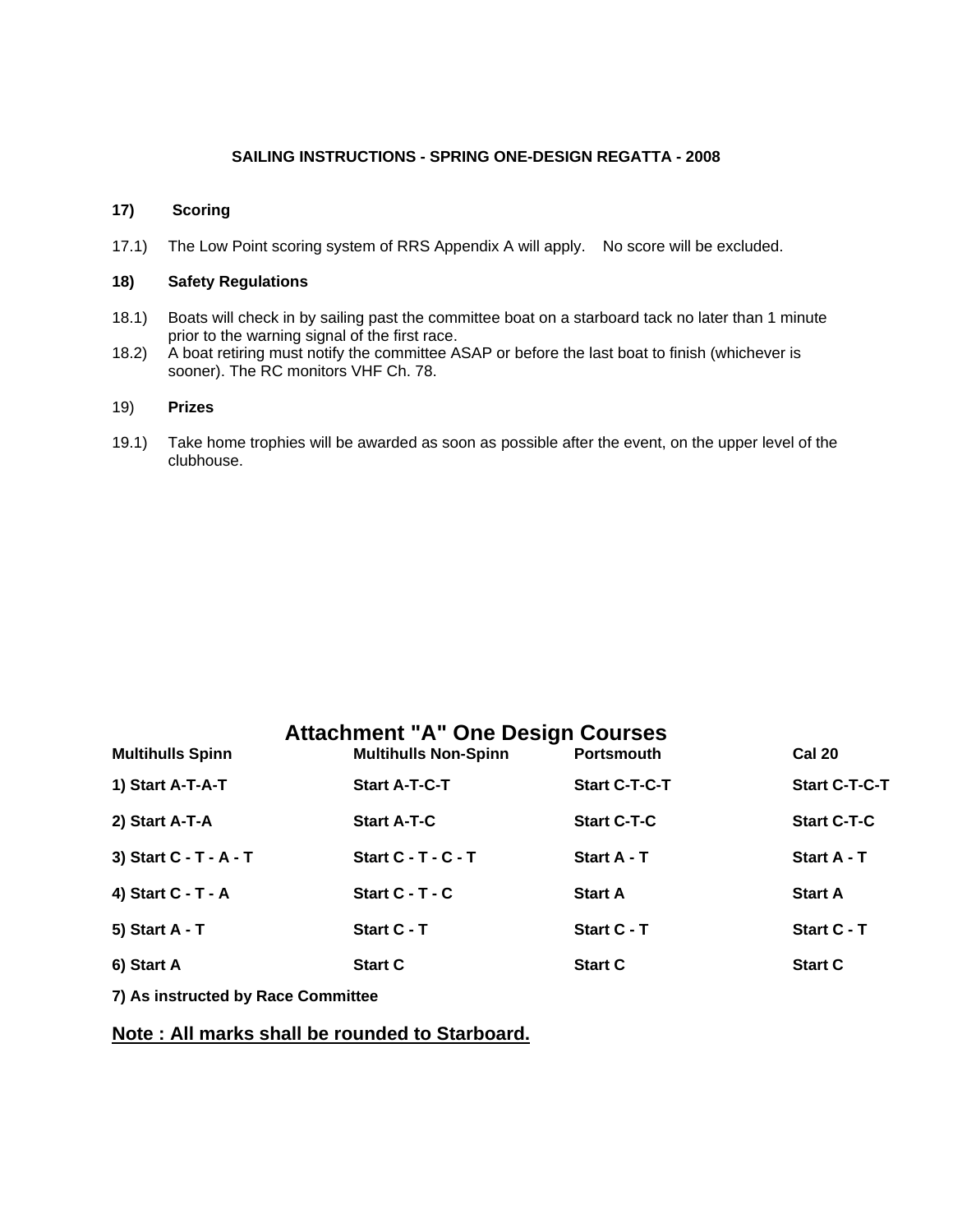**SAILING INSTRUCTIONS - SPRING ONE-DESIGN REGATTA - 2008**

**17) Scoring**

17.1) The Low Point scoring system of RRS Appendix A will apply. No score will be excluded.

**18) Safety Regulations**

18.1) Boats will check in by sailing past the committee boat on a starboard tack no later than 1 minute prior to the warning signal of the first race.

18.2) A boat retiring must notify the committee ASAP or before the last boat to finish (whichever is sooner). The RC monitors VHF Ch. 78.

19) **Prizes**

19.1) Take home trophies will be awarded as soon as possible after the event, on the upper level of the clubhouse.

## Attachment "A" One Design Courses

| Multihulls Spinn | Multihulls Non-Spinn | Portsmouth | Cal 20 |
|---|---|---|---|
| 1) Start A-T-A-T | Start A-T-C-T | Start C-T-C-T | Start C-T-C-T |
| 2) Start A-T-A | Start A-T-C | Start C-T-C | Start C-T-C |
| 3) Start C - T - A - T | Start C - T - C - T | Start A - T | Start A - T |
| 4) Start C - T - A | Start C - T - C | Start A | Start A |
| 5) Start A - T | Start C - T | Start C - T | Start C - T |
| 6) Start A | Start C | Start C | Start C |
| 7) As instructed by Race Committee | | | |

**Note : All marks shall be rounded to Starboard.**